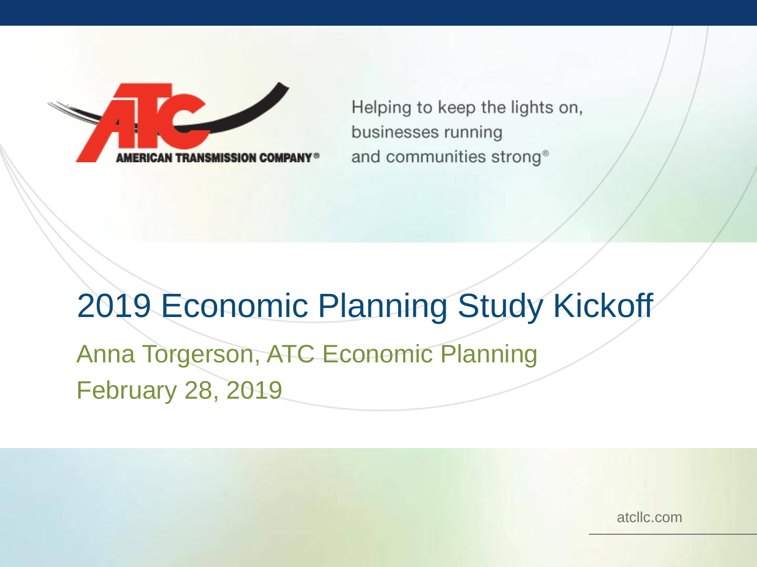AMERICAN TRANSMISSION COMPANY®

Helping to keep the lights on,
businesses running
and communities strong®

# 2019 Economic Planning Study Kickoff

Anna Torgerson, ATC Economic Planning

February 28, 2019

atcllc.com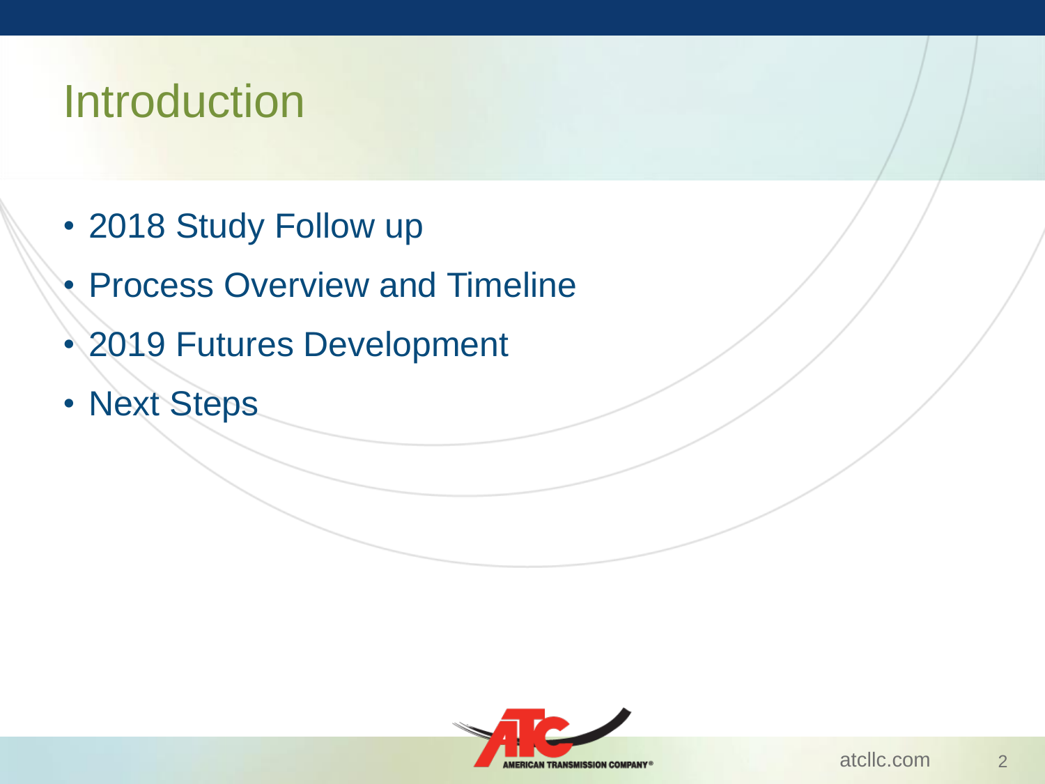# Introduction

- 2018 Study Follow up
- Process Overview and Timeline
- 2019 Futures Development
- Next Steps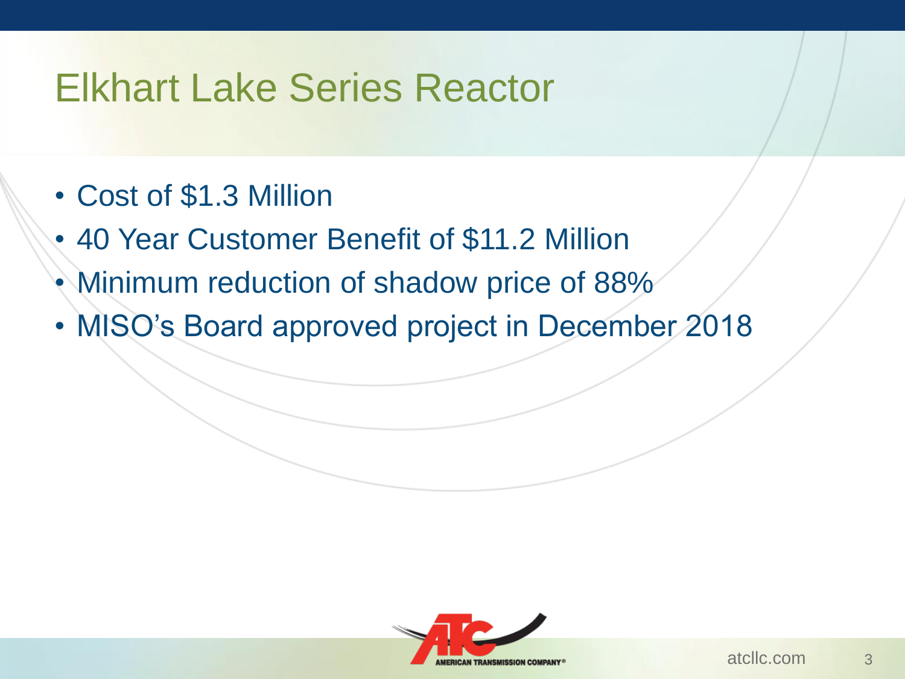# Elkhart Lake Series Reactor

- Cost of $1.3 Million
- 40 Year Customer Benefit of $11.2 Million
- Minimum reduction of shadow price of 88%
- MISO's Board approved project in December 2018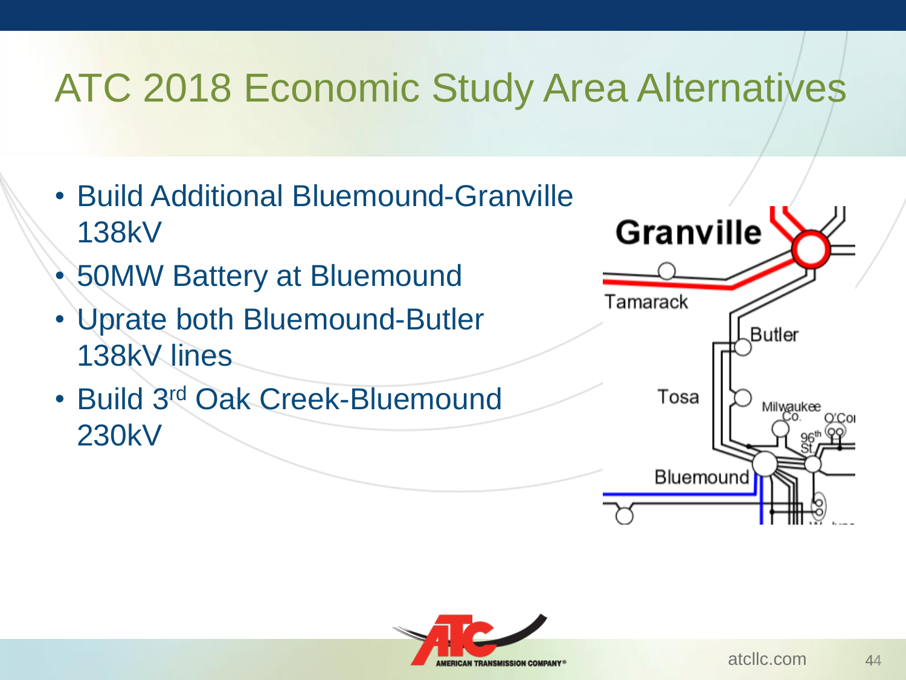# ATC 2018 Economic Study Area Alternatives

- Build Additional Bluemound-Granville 138kV
- 50MW Battery at Bluemound
- Uprate both Bluemound-Butler 138kV lines
- Build 3rd Oak Creek-Bluemound 230kV

Granville
Tamarack
Butler
Tosa
Milwaukee Co.
O'Co
96th St.
Bluemound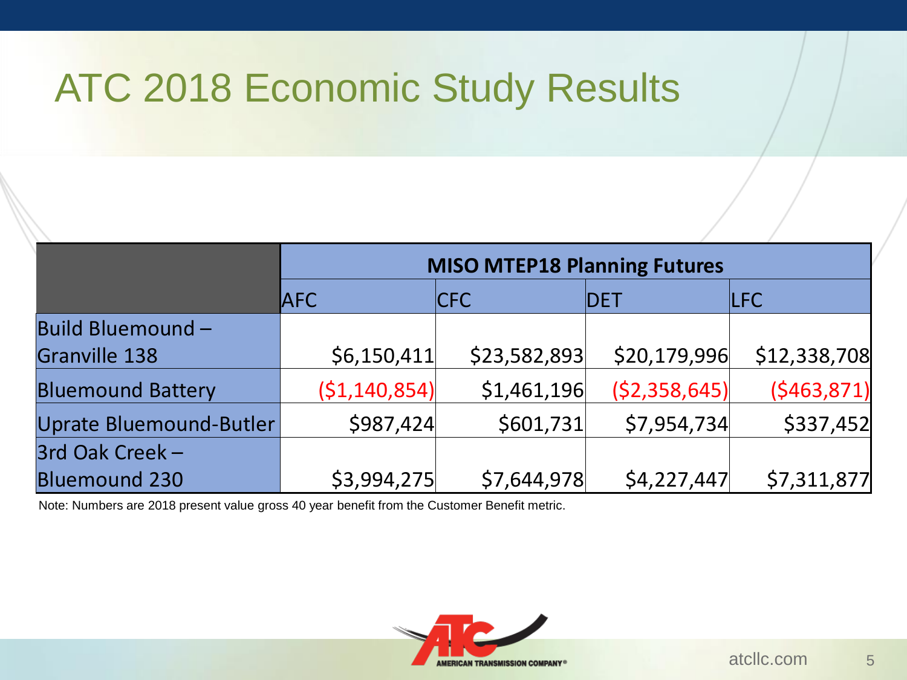# ATC 2018 Economic Study Results

| | MISO MTEP18 Planning Futures | | | |
|---|---|---|---|---|
| | AFC | CFC | DET | LFC |
| Build Bluemound – Granville 138 | $6,150,411 | $23,582,893 | $20,179,996 | $12,338,708 |
| Bluemound Battery | ($1,140,854) | $1,461,196 | ($2,358,645) | ($463,871) |
| Uprate Bluemound-Butler | $987,424 | $601,731 | $7,954,734 | $337,452 |
| 3rd Oak Creek – Bluemound 230 | $3,994,275 | $7,644,978 | $4,227,447 | $7,311,877 |

Note: Numbers are 2018 present value gross 40 year benefit from the Customer Benefit metric.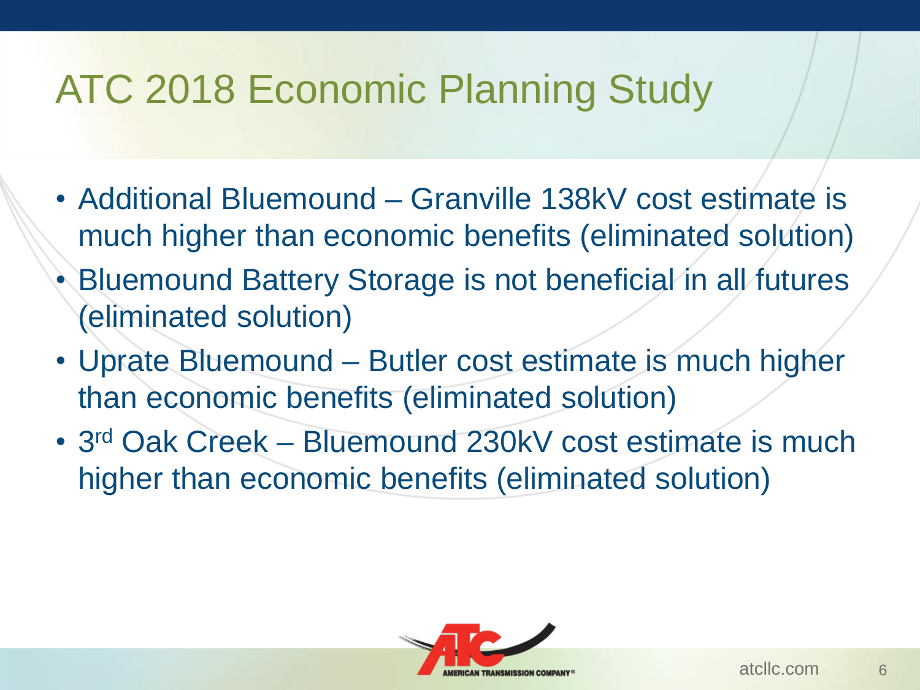# ATC 2018 Economic Planning Study

- Additional Bluemound – Granville 138kV cost estimate is much higher than economic benefits (eliminated solution)
- Bluemound Battery Storage is not beneficial in all futures (eliminated solution)
- Uprate Bluemound – Butler cost estimate is much higher than economic benefits (eliminated solution)
- 3rd Oak Creek – Bluemound 230kV cost estimate is much higher than economic benefits (eliminated solution)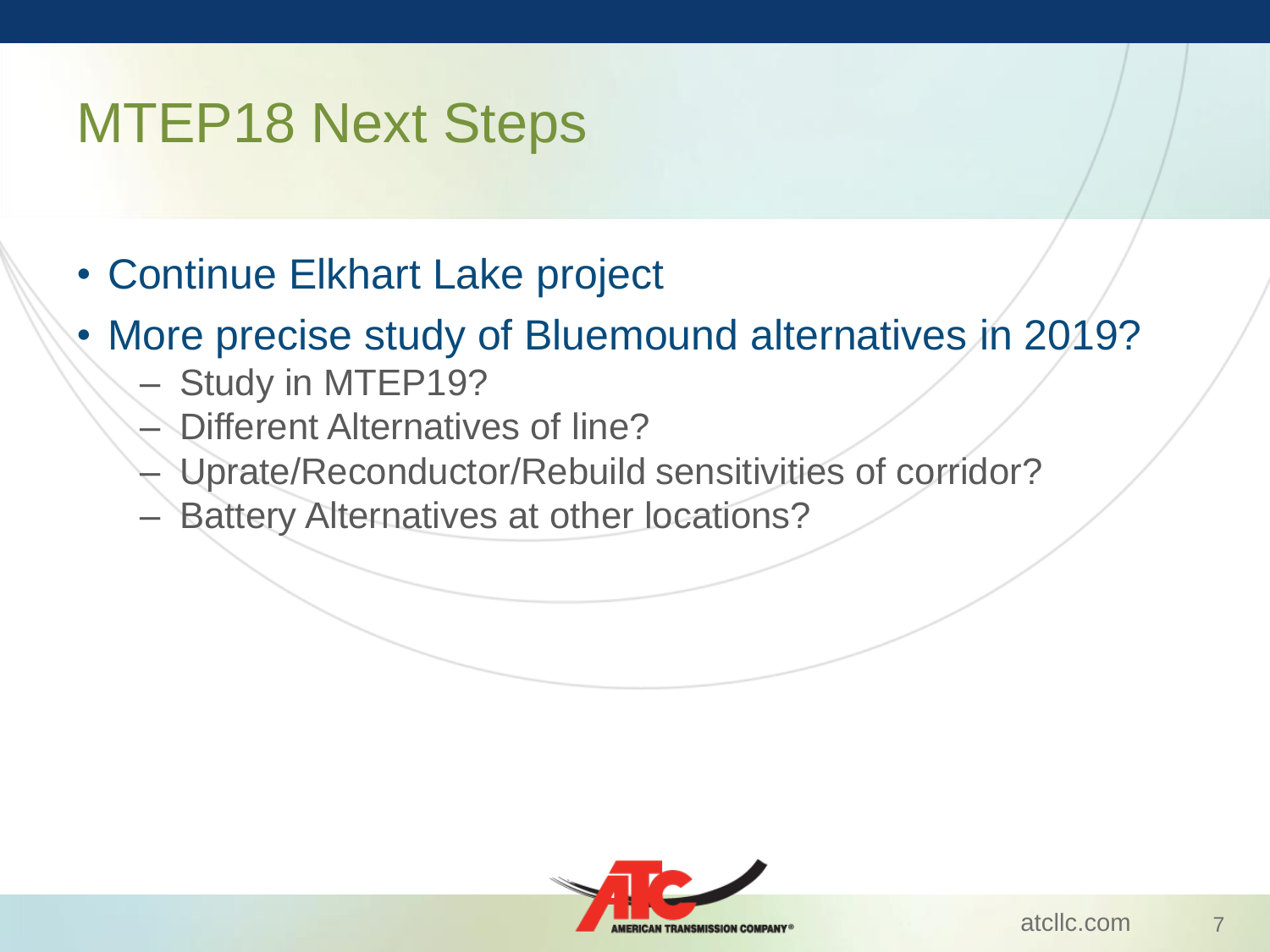# MTEP18 Next Steps

- Continue Elkhart Lake project
- More precise study of Bluemound alternatives in 2019?
  - Study in MTEP19?
  - Different Alternatives of line?
  - Uprate/Reconductor/Rebuild sensitivities of corridor?
  - Battery Alternatives at other locations?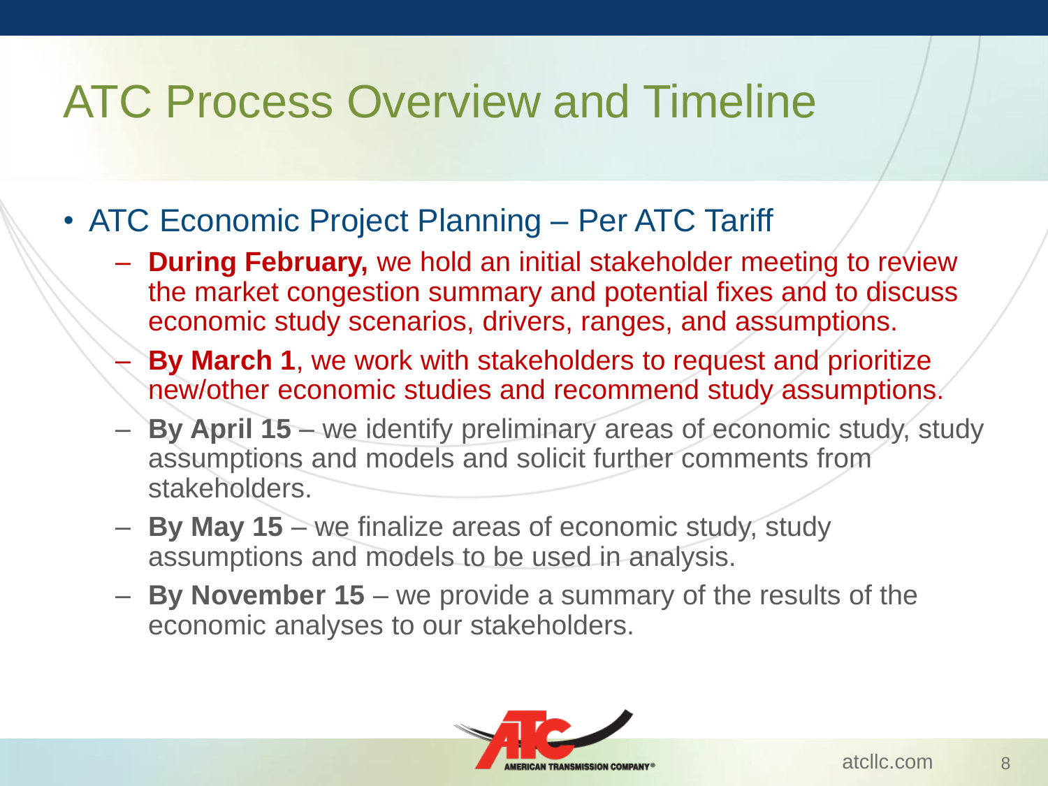# ATC Process Overview and Timeline

- ATC Economic Project Planning – Per ATC Tariff
  - **During February,** we hold an initial stakeholder meeting to review the market congestion summary and potential fixes and to discuss economic study scenarios, drivers, ranges, and assumptions.
  - **By March 1**, we work with stakeholders to request and prioritize new/other economic studies and recommend study assumptions.
  - **By April 15** – we identify preliminary areas of economic study, study assumptions and models and solicit further comments from stakeholders.
  - **By May 15** – we finalize areas of economic study, study assumptions and models to be used in analysis.
  - **By November 15** – we provide a summary of the results of the economic analyses to our stakeholders.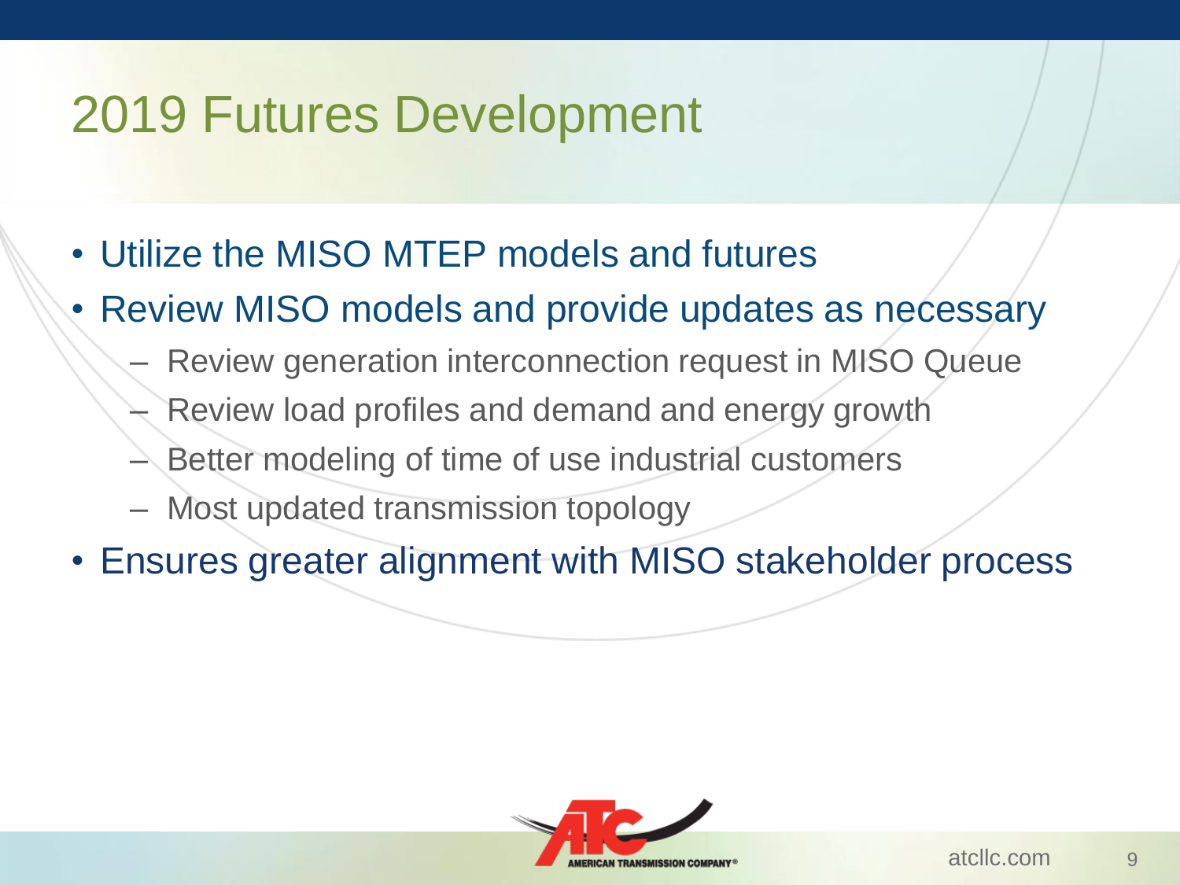# 2019 Futures Development

- Utilize the MISO MTEP models and futures
- Review MISO models and provide updates as necessary
  - Review generation interconnection request in MISO Queue
  - Review load profiles and demand and energy growth
  - Better modeling of time of use industrial customers
  - Most updated transmission topology
- Ensures greater alignment with MISO stakeholder process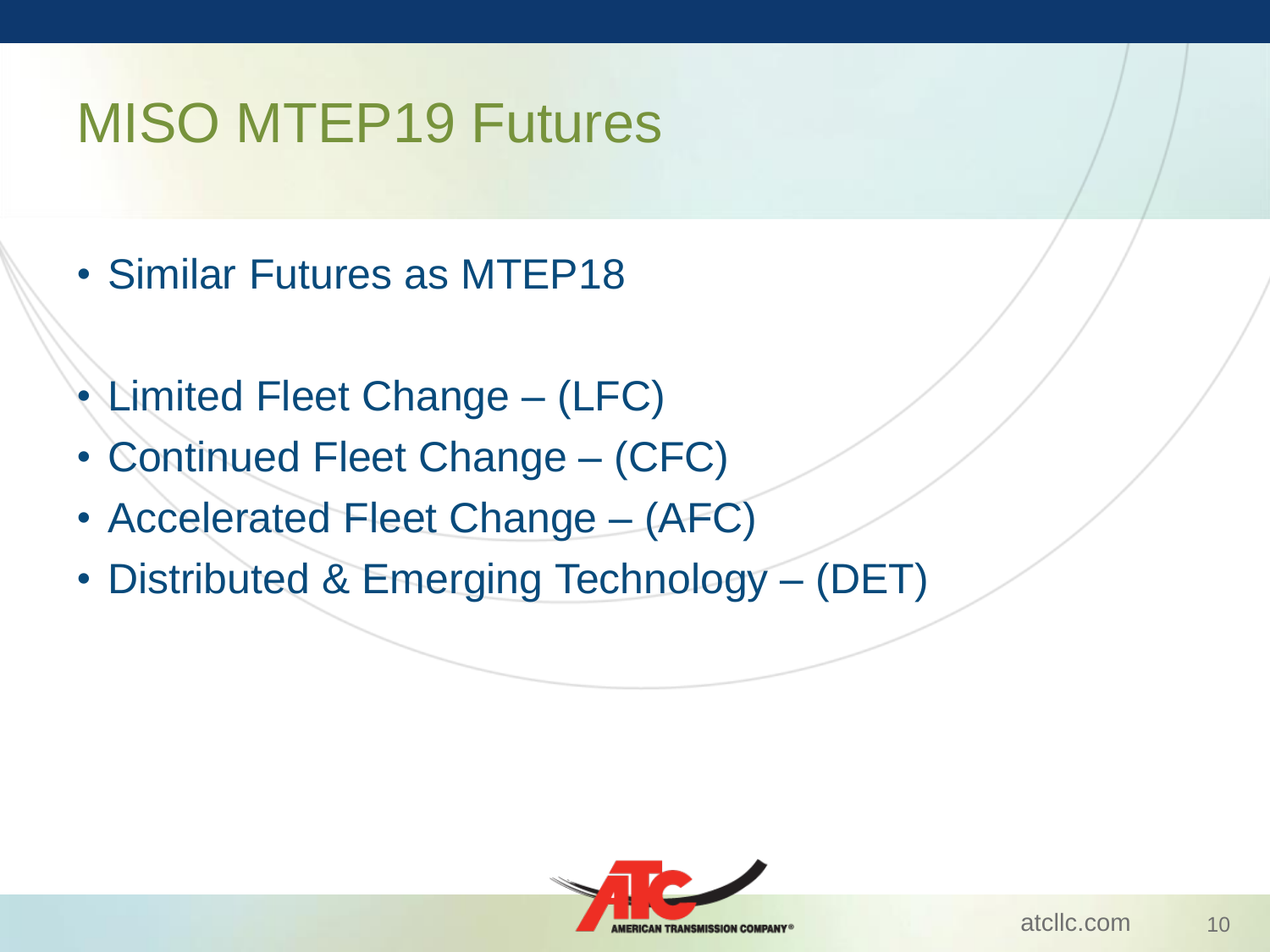# MISO MTEP19 Futures

- Similar Futures as MTEP18

- Limited Fleet Change – (LFC)
- Continued Fleet Change – (CFC)
- Accelerated Fleet Change – (AFC)
- Distributed & Emerging Technology – (DET)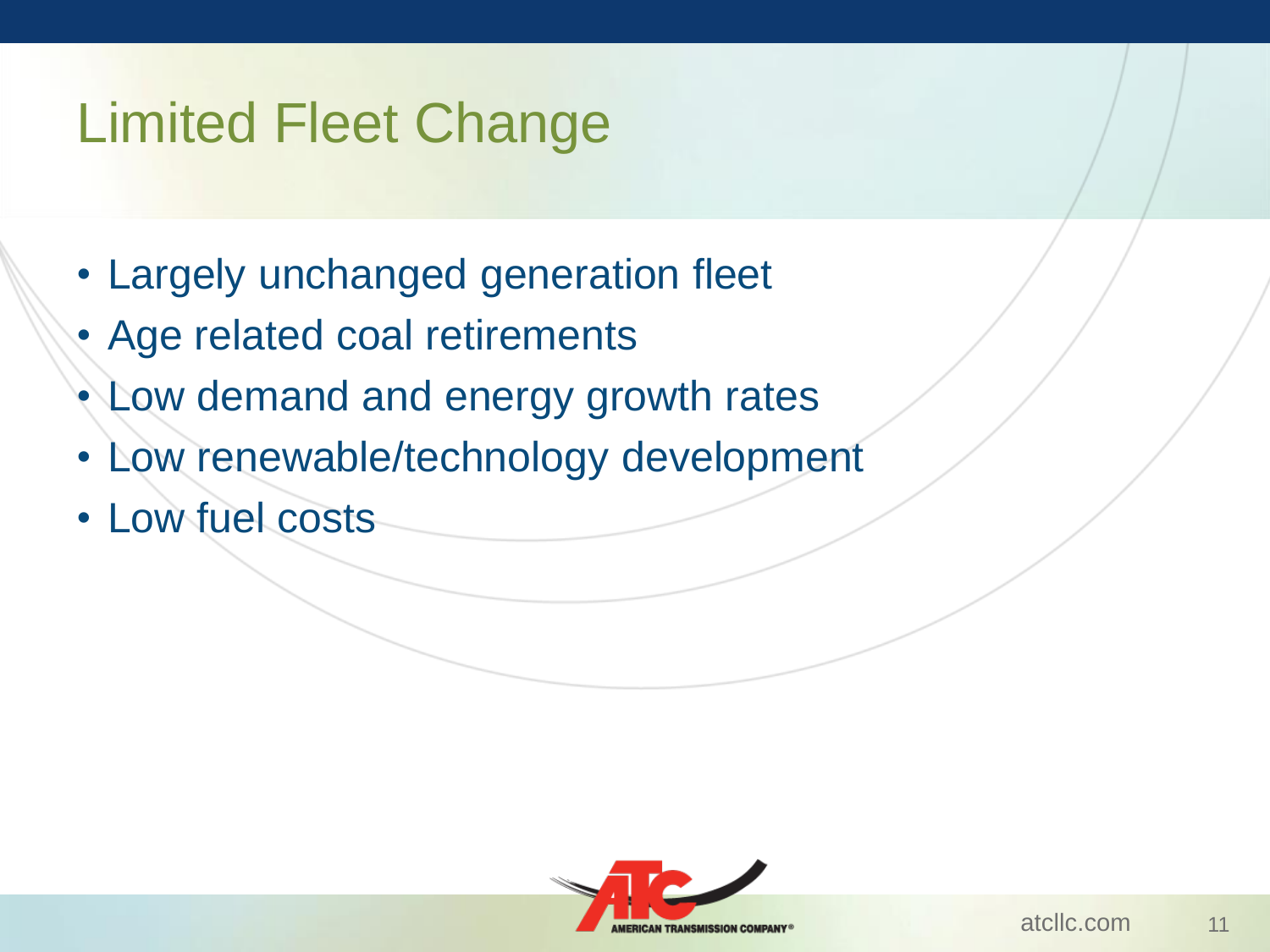# Limited Fleet Change

- Largely unchanged generation fleet
- Age related coal retirements
- Low demand and energy growth rates
- Low renewable/technology development
- Low fuel costs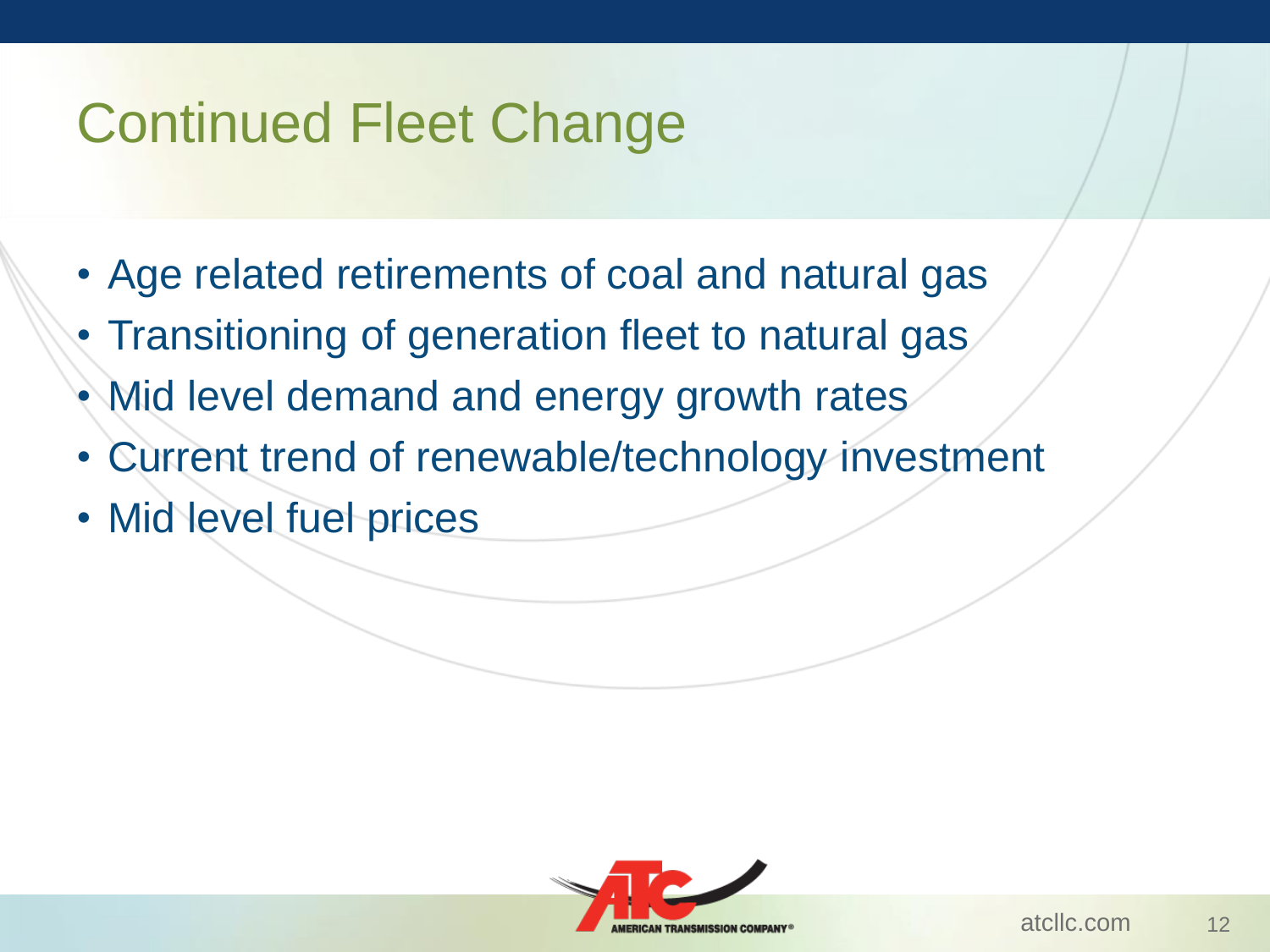# Continued Fleet Change

- Age related retirements of coal and natural gas
- Transitioning of generation fleet to natural gas
- Mid level demand and energy growth rates
- Current trend of renewable/technology investment
- Mid level fuel prices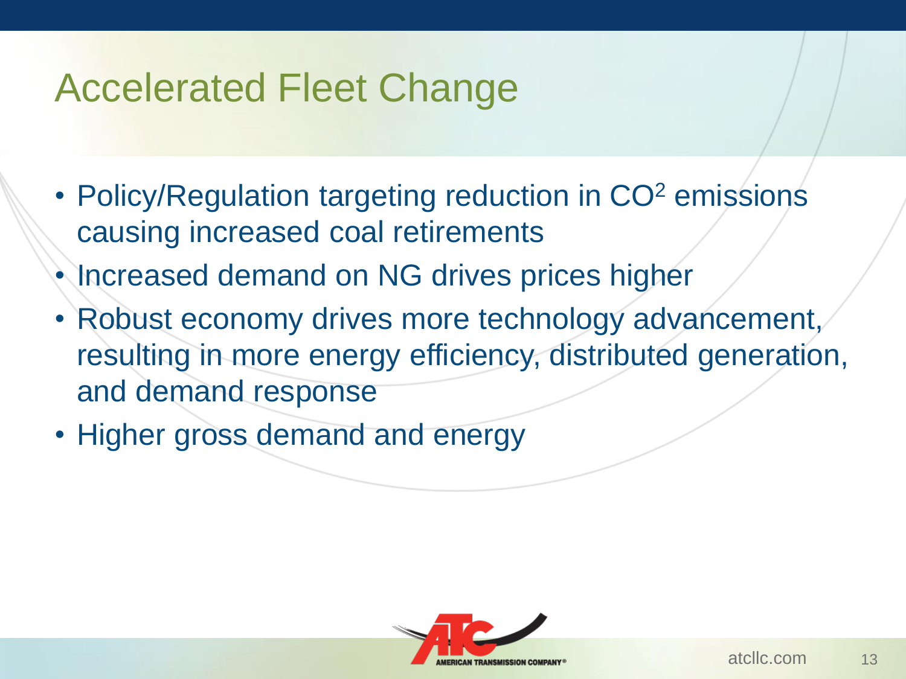# Accelerated Fleet Change

- Policy/Regulation targeting reduction in $CO^2$ emissions causing increased coal retirements
- Increased demand on NG drives prices higher
- Robust economy drives more technology advancement, resulting in more energy efficiency, distributed generation, and demand response
- Higher gross demand and energy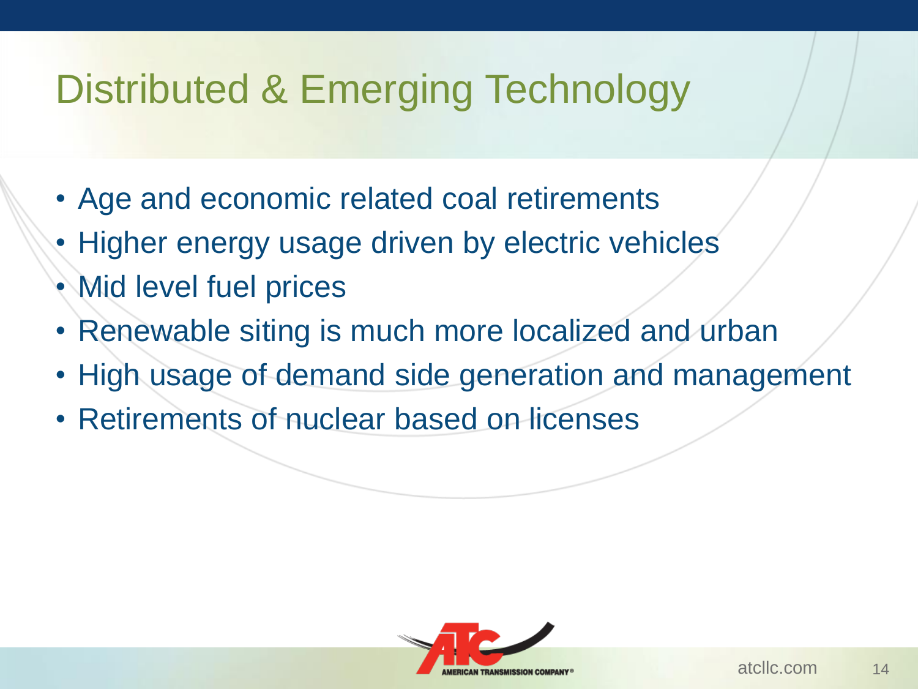# Distributed & Emerging Technology

- Age and economic related coal retirements
- Higher energy usage driven by electric vehicles
- Mid level fuel prices
- Renewable siting is much more localized and urban
- High usage of demand side generation and management
- Retirements of nuclear based on licenses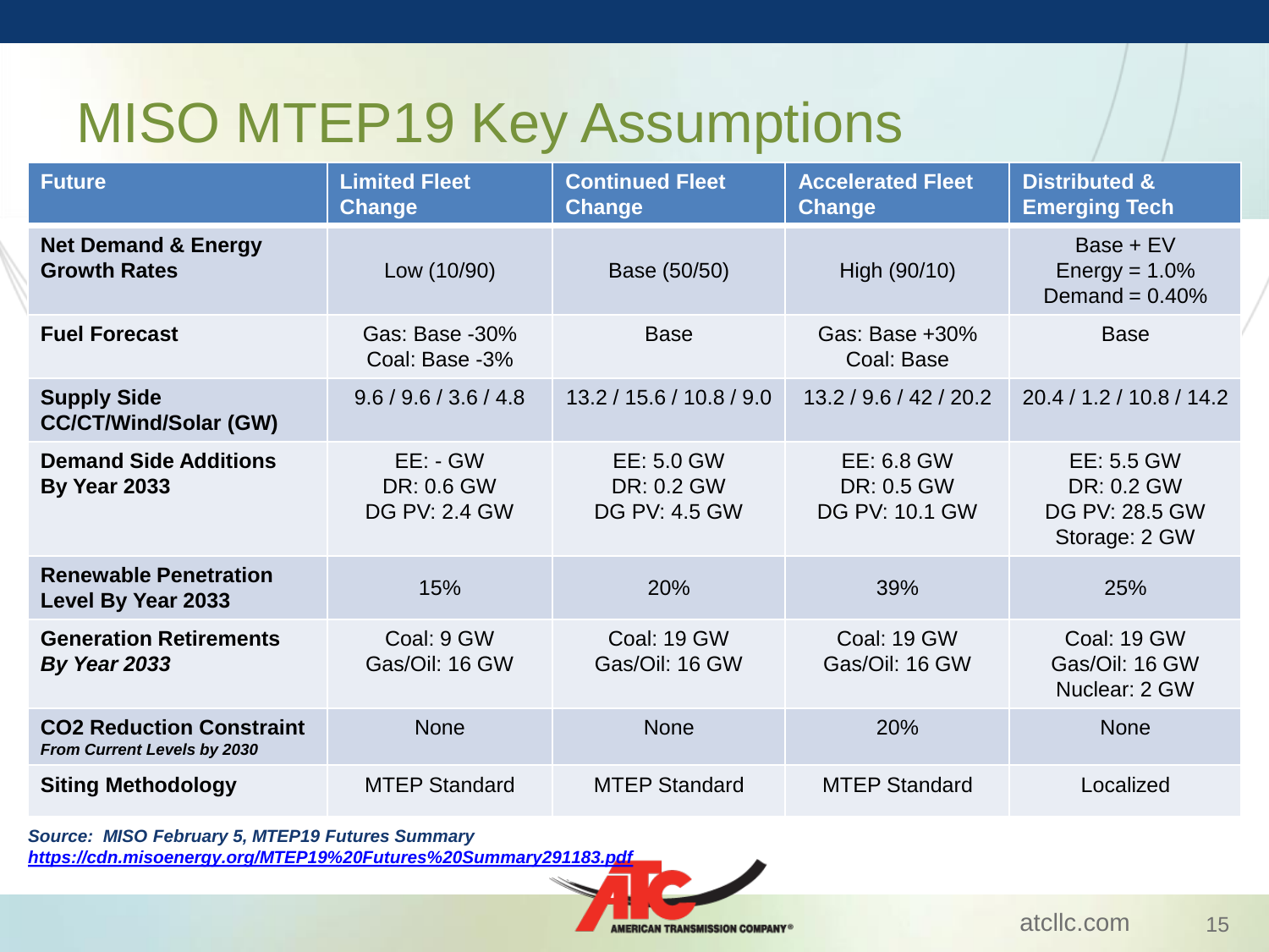# MISO MTEP19 Key Assumptions

| Future | Limited Fleet Change | Continued Fleet Change | Accelerated Fleet Change | Distributed & Emerging Tech |
|---|---|---|---|---|
| **Net Demand & Energy Growth Rates** | Low (10/90) | Base (50/50) | High (90/10) | Base + EV<br>Energy = 1.0%<br>Demand = 0.40% |
| **Fuel Forecast** | Gas: Base -30%<br>Coal: Base -3% | Base | Gas: Base +30%<br>Coal: Base | Base |
| **Supply Side CC/CT/Wind/Solar (GW)** | 9.6 / 9.6 / 3.6 / 4.8 | 13.2 / 15.6 / 10.8 / 9.0 | 13.2 / 9.6 / 42 / 20.2 | 20.4 / 1.2 / 10.8 / 14.2 |
| **Demand Side Additions By Year 2033** | EE: - GW<br>DR: 0.6 GW<br>DG PV: 2.4 GW | EE: 5.0 GW<br>DR: 0.2 GW<br>DG PV: 4.5 GW | EE: 6.8 GW<br>DR: 0.5 GW<br>DG PV: 10.1 GW | EE: 5.5 GW<br>DR: 0.2 GW<br>DG PV: 28.5 GW<br>Storage: 2 GW |
| **Renewable Penetration Level By Year 2033** | 15% | 20% | 39% | 25% |
| **Generation Retirements *By Year 2033*** | Coal: 9 GW<br>Gas/Oil: 16 GW | Coal: 19 GW<br>Gas/Oil: 16 GW | Coal: 19 GW<br>Gas/Oil: 16 GW | Coal: 19 GW<br>Gas/Oil: 16 GW<br>Nuclear: 2 GW |
| **$CO_2$ Reduction Constraint** *From Current Levels by 2030* | None | None | 20% | None |
| **Siting Methodology** | MTEP Standard | MTEP Standard | MTEP Standard | Localized |

***Source: MISO February 5, MTEP19 Futures Summary***
***https://cdn.misoenergy.org/MTEP19%20Futures%20Summary291183.pdf***

AMERICAN TRANSMISSION COMPANY®

atcllc.com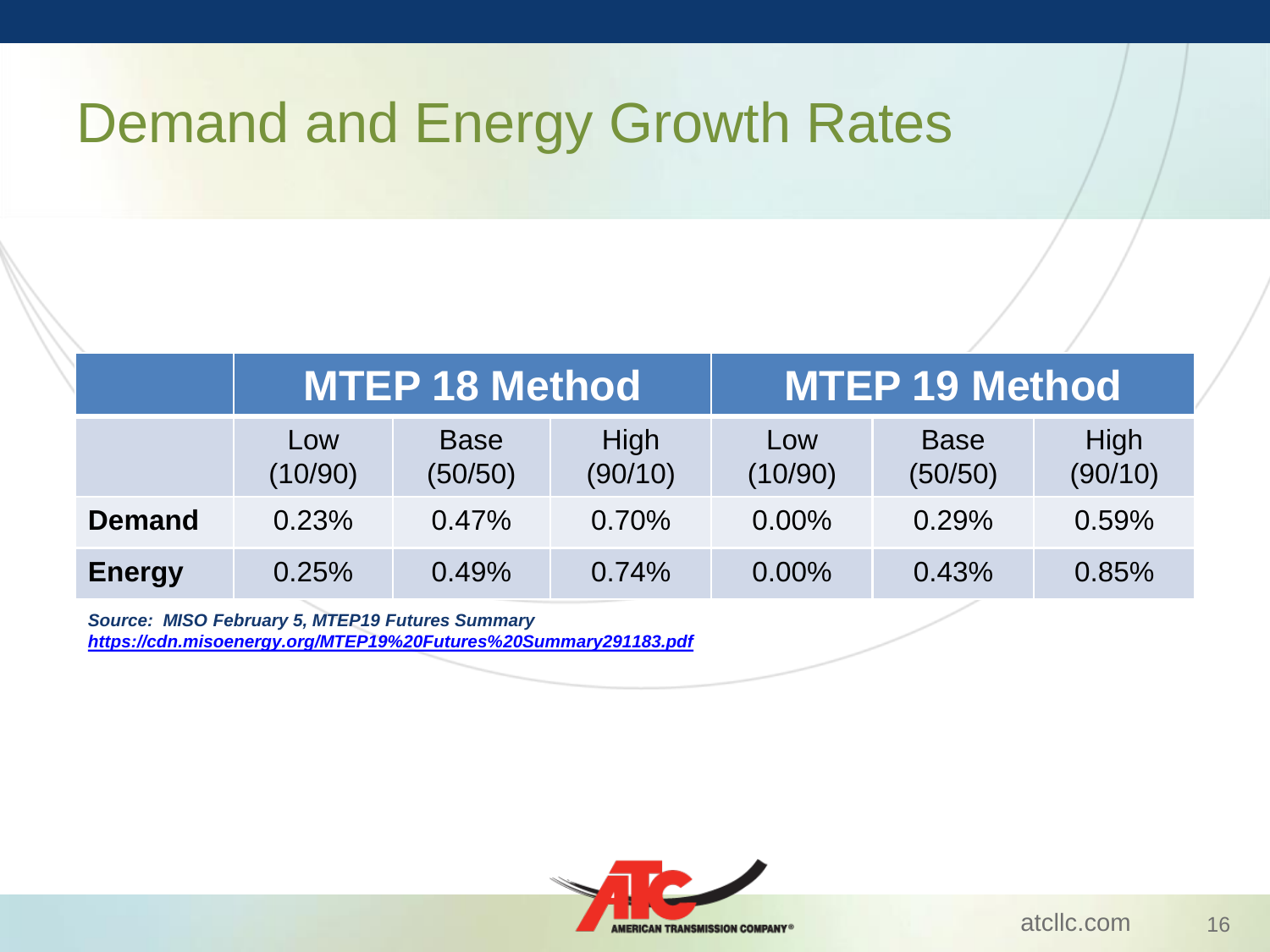# Demand and Energy Growth Rates

| | MTEP 18 Method | | | MTEP 19 Method | | |
|---|---|---|---|---|---|---|
| | Low (10/90) | Base (50/50) | High (90/10) | Low (10/90) | Base (50/50) | High (90/10) |
| **Demand** | 0.23% | 0.47% | 0.70% | 0.00% | 0.29% | 0.59% |
| **Energy** | 0.25% | 0.49% | 0.74% | 0.00% | 0.43% | 0.85% |

***Source: MISO February 5, MTEP19 Futures Summary***
***https://cdn.misoenergy.org/MTEP19%20Futures%20Summary291183.pdf***

AMERICAN TRANSMISSION COMPANY®

atcllc.com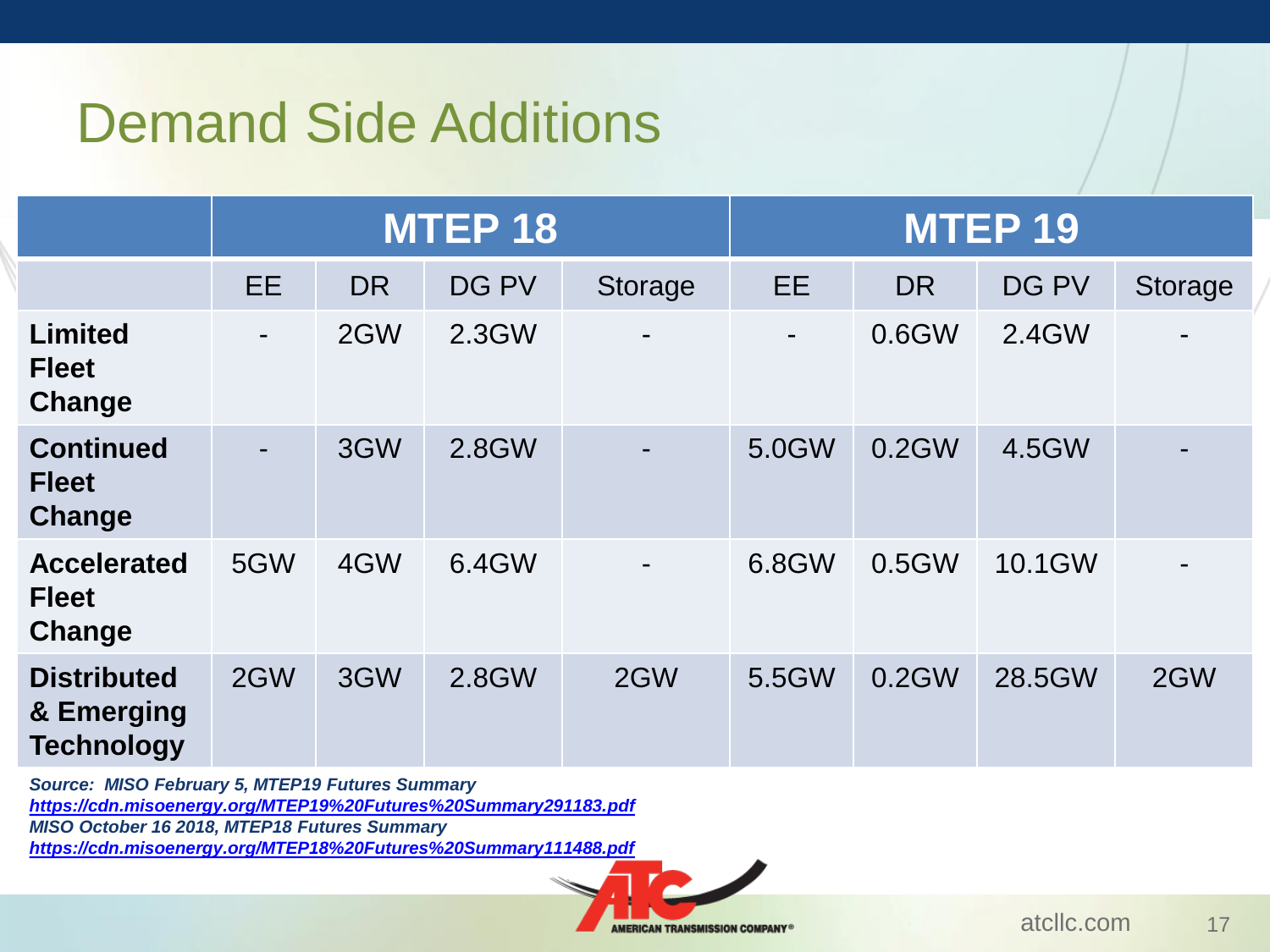# Demand Side Additions

| | MTEP 18 | | | | MTEP 19 | | | |
|---|---|---|---|---|---|---|---|---|
| | EE | DR | DG PV | Storage | EE | DR | DG PV | Storage |
| **Limited Fleet Change** | - | 2GW | 2.3GW | - | - | 0.6GW | 2.4GW | - |
| **Continued Fleet Change** | - | 3GW | 2.8GW | - | 5.0GW | 0.2GW | 4.5GW | - |
| **Accelerated Fleet Change** | 5GW | 4GW | 6.4GW | - | 6.8GW | 0.5GW | 10.1GW | - |
| **Distributed & Emerging Technology** | 2GW | 3GW | 2.8GW | 2GW | 5.5GW | 0.2GW | 28.5GW | 2GW |

***Source: MISO February 5, MTEP19 Futures Summary***
***https://cdn.misoenergy.org/MTEP19%20Futures%20Summary291183.pdf***
***MISO October 16 2018, MTEP18 Futures Summary***
***https://cdn.misoenergy.org/MTEP18%20Futures%20Summary111488.pdf***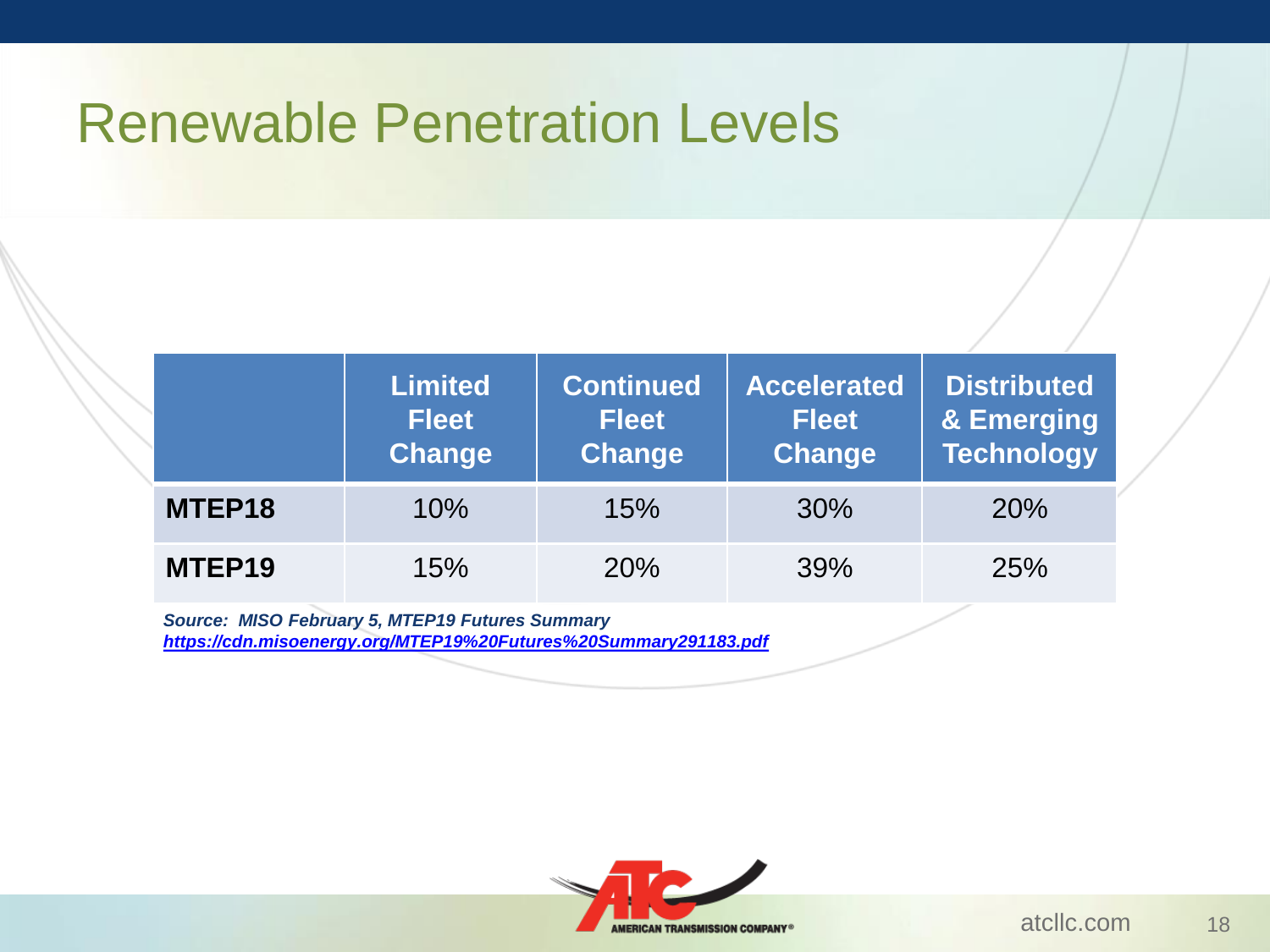# Renewable Penetration Levels

| | Limited Fleet Change | Continued Fleet Change | Accelerated Fleet Change | Distributed & Emerging Technology |
|---|---|---|---|---|
| **MTEP18** | 10% | 15% | 30% | 20% |
| **MTEP19** | 15% | 20% | 39% | 25% |

***Source: MISO February 5, MTEP19 Futures Summary***
***https://cdn.misoenergy.org/MTEP19%20Futures%20Summary291183.pdf***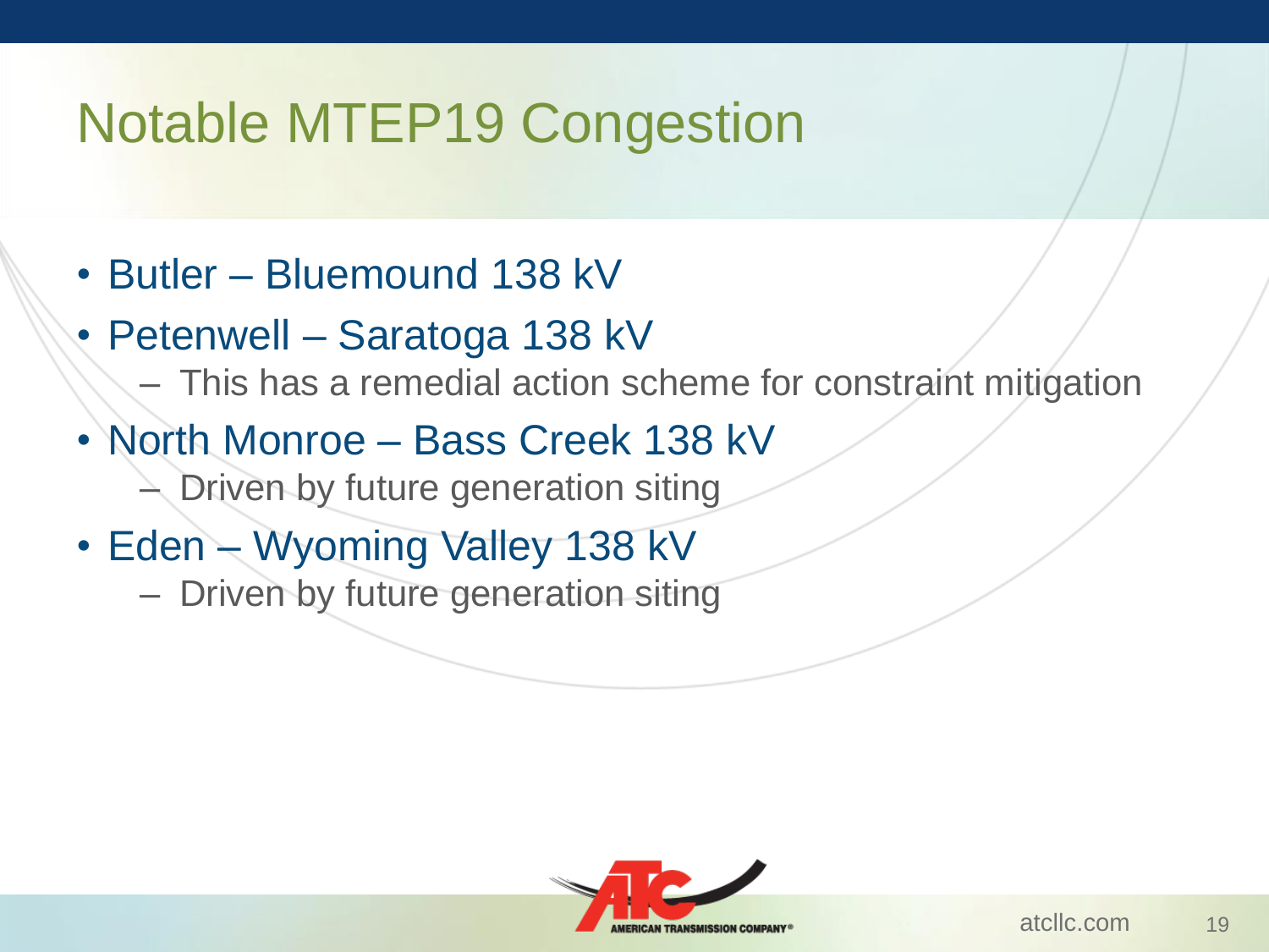# Notable MTEP19 Congestion

- Butler – Bluemound 138 kV
- Petenwell – Saratoga 138 kV
  - This has a remedial action scheme for constraint mitigation
- North Monroe – Bass Creek 138 kV
  - Driven by future generation siting
- Eden – Wyoming Valley 138 kV
  - Driven by future generation siting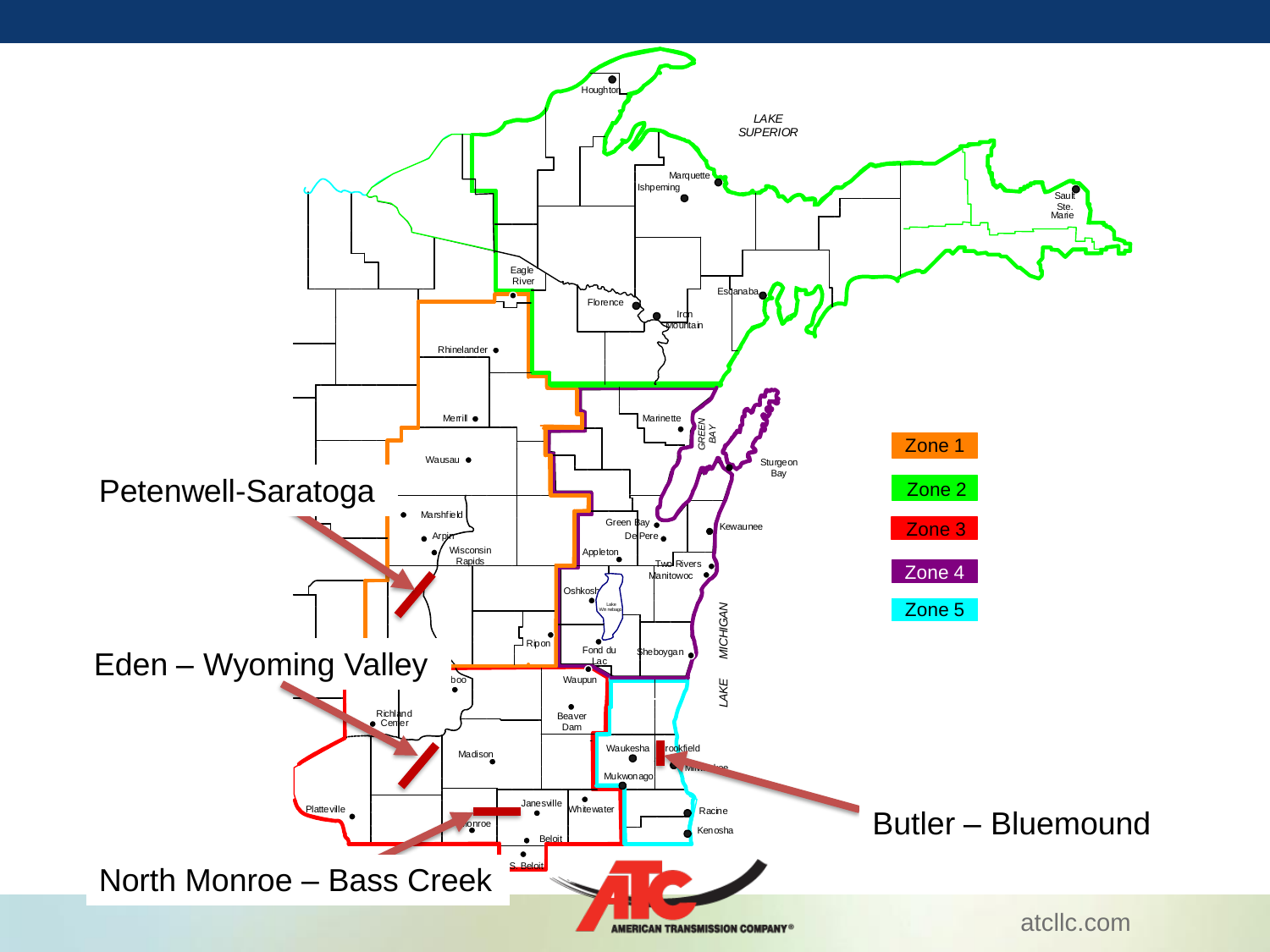Petenwell-Saratoga

Eden – Wyoming Valley

North Monroe – Bass Creek

Butler – Bluemound

Zone 1

Zone 2

Zone 3

Zone 4

Zone 5

LAKE SUPERIOR

GREEN BAY

LAKE MICHIGAN

Houghton

Marquette

Ishpeming

Sault Ste. Marie

Eagle River

Florence

Iron Mountain

Escanaba

Rhinelander

Merrill

Marinette

Wausau

Sturgeon Bay

Marshfield

Arpin

Wisconsin Rapids

Green Bay

De Pere

Kewaunee

Appleton

Two Rivers

Manitowoc

Oshkosh

Lake Winnebago

Ripon

Fond du Lac

Sheboygan

Waupun

Beaver Dam

Richland Center

Madison

Waukesha

Brookfield

Milwaukee

Mukwonago

Platteville

Janesville

Whitewater

Racine

Monroe

Beloit

Kenosha

S. Beloit

AMERICAN TRANSMISSION COMPANY®

atcllc.com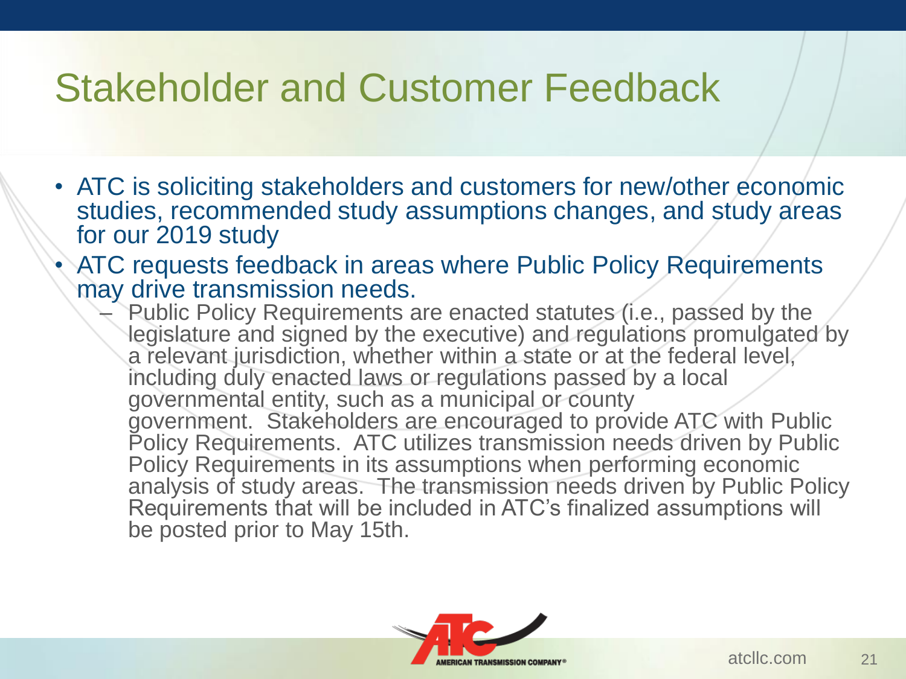# Stakeholder and Customer Feedback

- ATC is soliciting stakeholders and customers for new/other economic studies, recommended study assumptions changes, and study areas for our 2019 study
- ATC requests feedback in areas where Public Policy Requirements may drive transmission needs.
  - Public Policy Requirements are enacted statutes (i.e., passed by the legislature and signed by the executive) and regulations promulgated by a relevant jurisdiction, whether within a state or at the federal level, including duly enacted laws or regulations passed by a local governmental entity, such as a municipal or county government. Stakeholders are encouraged to provide ATC with Public Policy Requirements. ATC utilizes transmission needs driven by Public Policy Requirements in its assumptions when performing economic analysis of study areas. The transmission needs driven by Public Policy Requirements that will be included in ATC's finalized assumptions will be posted prior to May 15th.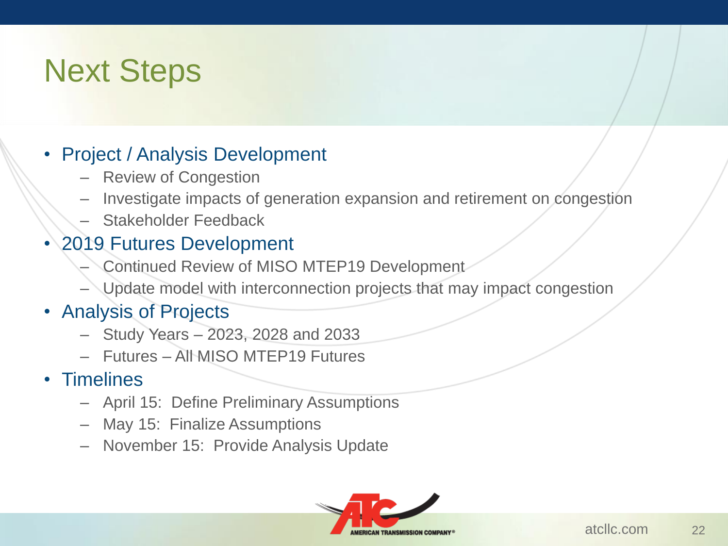# Next Steps

- Project / Analysis Development
  - Review of Congestion
  - Investigate impacts of generation expansion and retirement on congestion
  - Stakeholder Feedback
- 2019 Futures Development
  - Continued Review of MISO MTEP19 Development
  - Update model with interconnection projects that may impact congestion
- Analysis of Projects
  - Study Years – 2023, 2028 and 2033
  - Futures – All MISO MTEP19 Futures
- Timelines
  - April 15: Define Preliminary Assumptions
  - May 15: Finalize Assumptions
  - November 15: Provide Analysis Update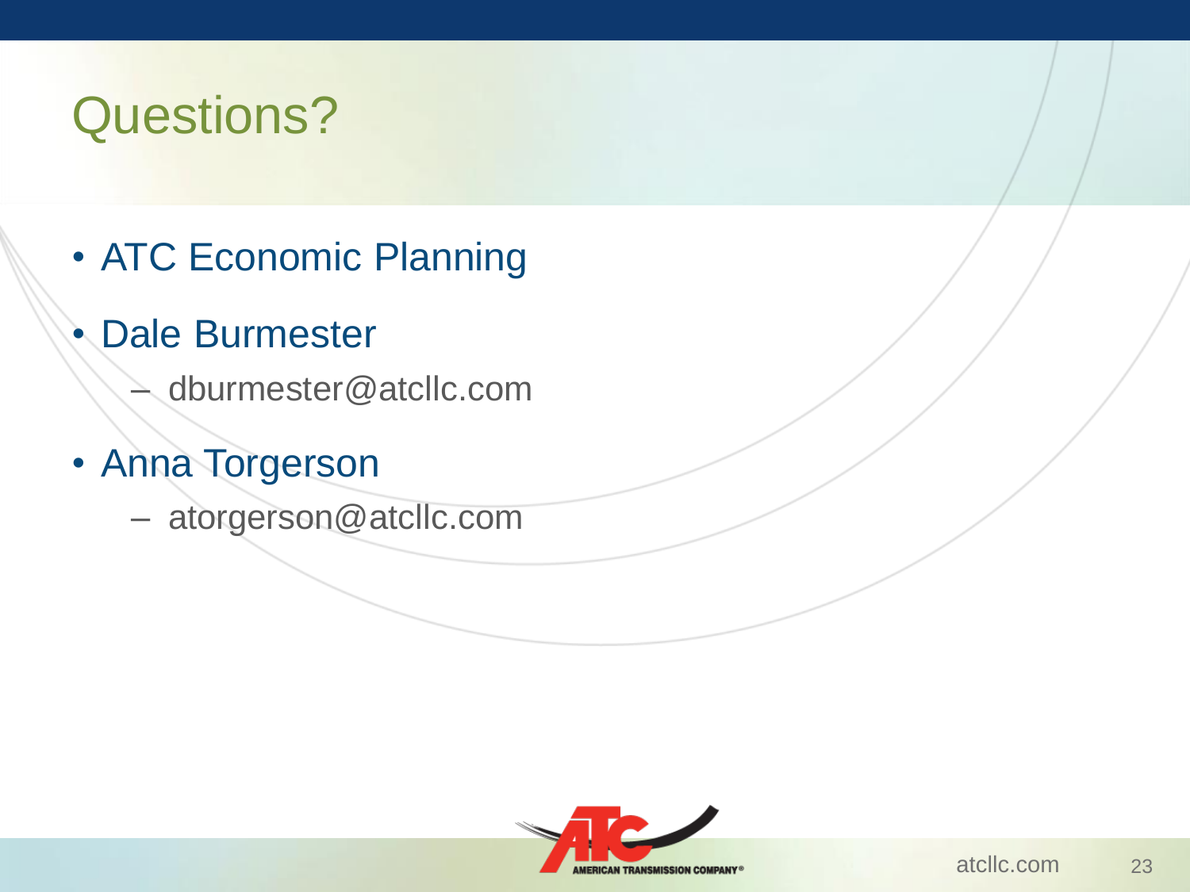# Questions?

- ATC Economic Planning
- Dale Burmester
  - dburmester@atcllc.com
- Anna Torgerson
  - atorgerson@atcllc.com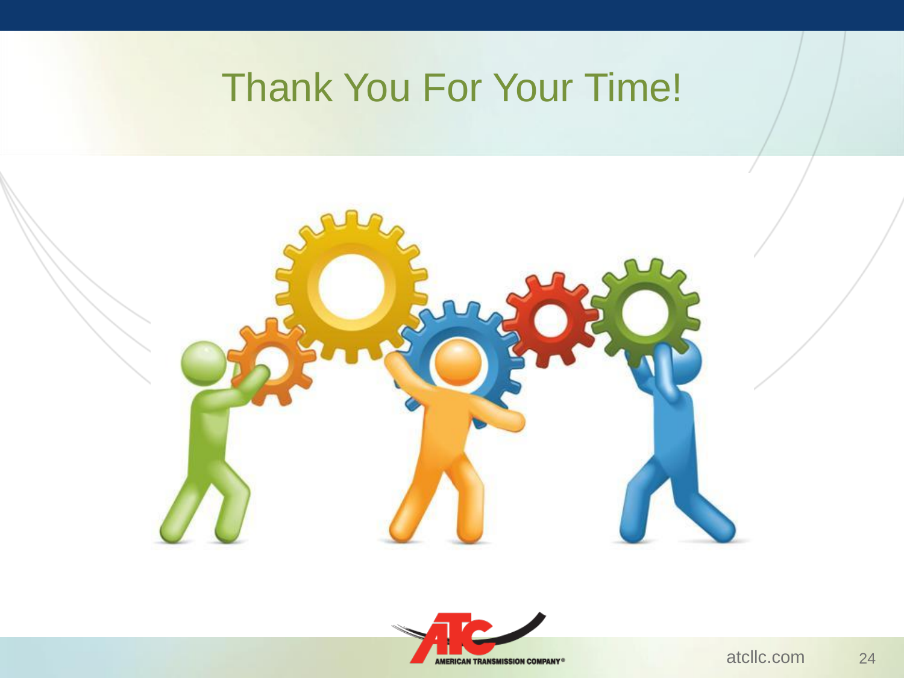# Thank You For Your Time!